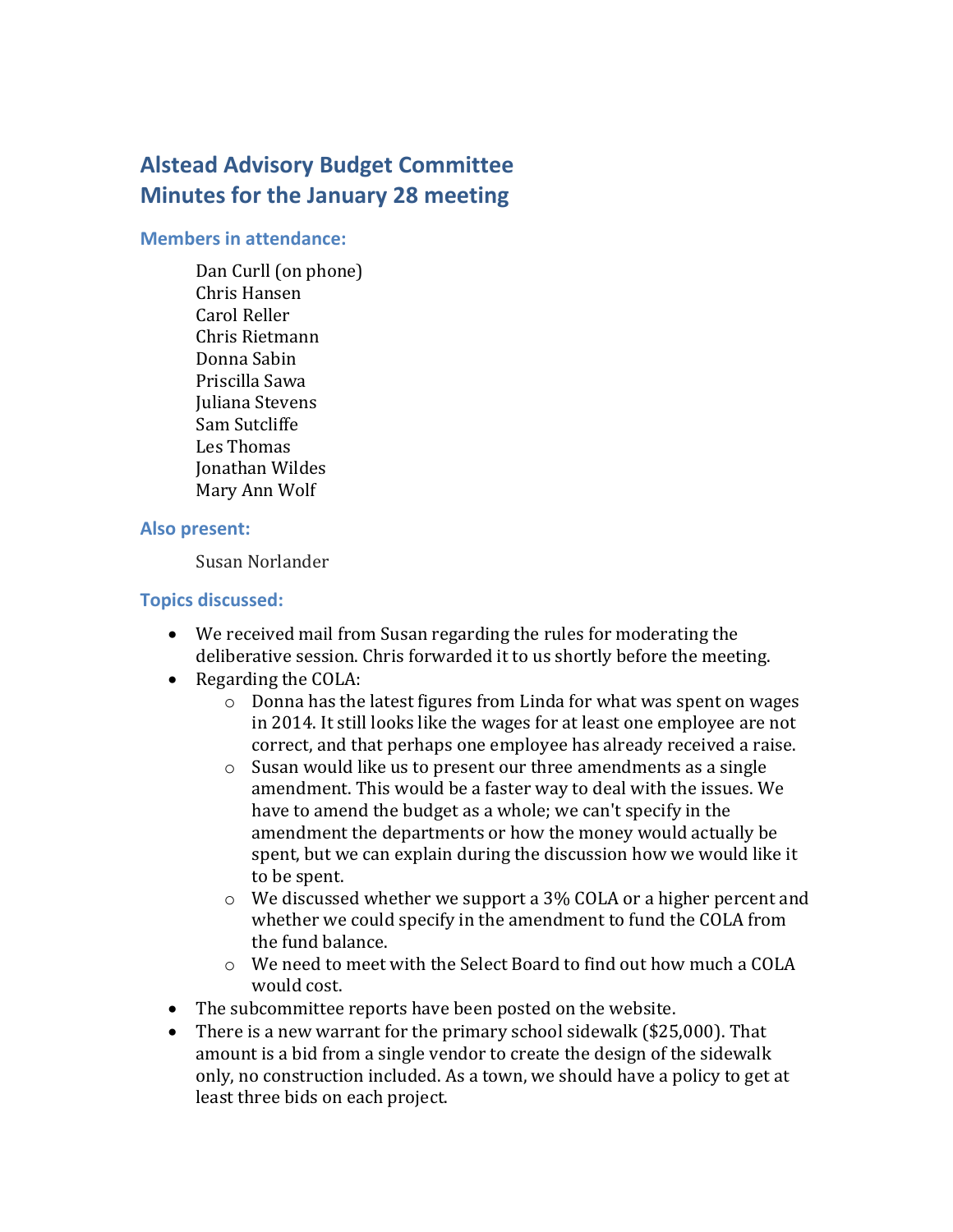# Alstead Advisory Budget Committee
# Minutes for the January 28 meeting

### Members in attendance:

Dan Curll (on phone)
Chris Hansen
Carol Reller
Chris Rietmann
Donna Sabin
Priscilla Sawa
Juliana Stevens
Sam Sutcliffe
Les Thomas
Jonathan Wildes
Mary Ann Wolf

### Also present:

Susan Norlander

### Topics discussed:

- We received mail from Susan regarding the rules for moderating the deliberative session. Chris forwarded it to us shortly before the meeting.
- Regarding the COLA:
  - Donna has the latest figures from Linda for what was spent on wages in 2014. It still looks like the wages for at least one employee are not correct, and that perhaps one employee has already received a raise.
  - Susan would like us to present our three amendments as a single amendment. This would be a faster way to deal with the issues. We have to amend the budget as a whole; we can't specify in the amendment the departments or how the money would actually be spent, but we can explain during the discussion how we would like it to be spent.
  - We discussed whether we support a 3% COLA or a higher percent and whether we could specify in the amendment to fund the COLA from the fund balance.
  - We need to meet with the Select Board to find out how much a COLA would cost.
- The subcommittee reports have been posted on the website.
- There is a new warrant for the primary school sidewalk ($25,000). That amount is a bid from a single vendor to create the design of the sidewalk only, no construction included. As a town, we should have a policy to get at least three bids on each project.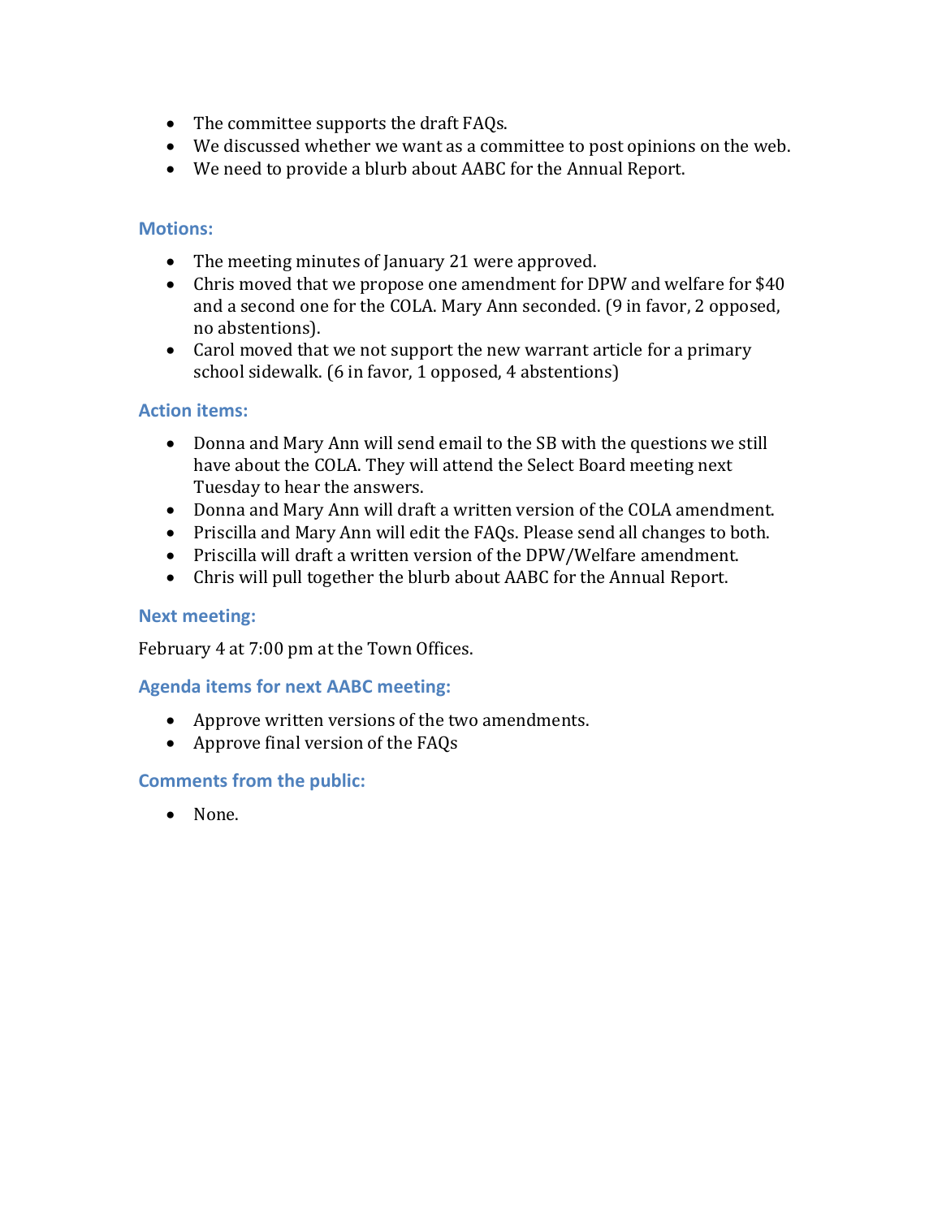- The committee supports the draft FAQs.
- We discussed whether we want as a committee to post opinions on the web.
- We need to provide a blurb about AABC for the Annual Report.

### Motions:

- The meeting minutes of January 21 were approved.
- Chris moved that we propose one amendment for DPW and welfare for $40 and a second one for the COLA. Mary Ann seconded. (9 in favor, 2 opposed, no abstentions).
- Carol moved that we not support the new warrant article for a primary school sidewalk. (6 in favor, 1 opposed, 4 abstentions)

### Action items:

- Donna and Mary Ann will send email to the SB with the questions we still have about the COLA. They will attend the Select Board meeting next Tuesday to hear the answers.
- Donna and Mary Ann will draft a written version of the COLA amendment.
- Priscilla and Mary Ann will edit the FAQs. Please send all changes to both.
- Priscilla will draft a written version of the DPW/Welfare amendment.
- Chris will pull together the blurb about AABC for the Annual Report.

### Next meeting:

February 4 at 7:00 pm at the Town Offices.

### Agenda items for next AABC meeting:

- Approve written versions of the two amendments.
- Approve final version of the FAQs

### Comments from the public:

- None.